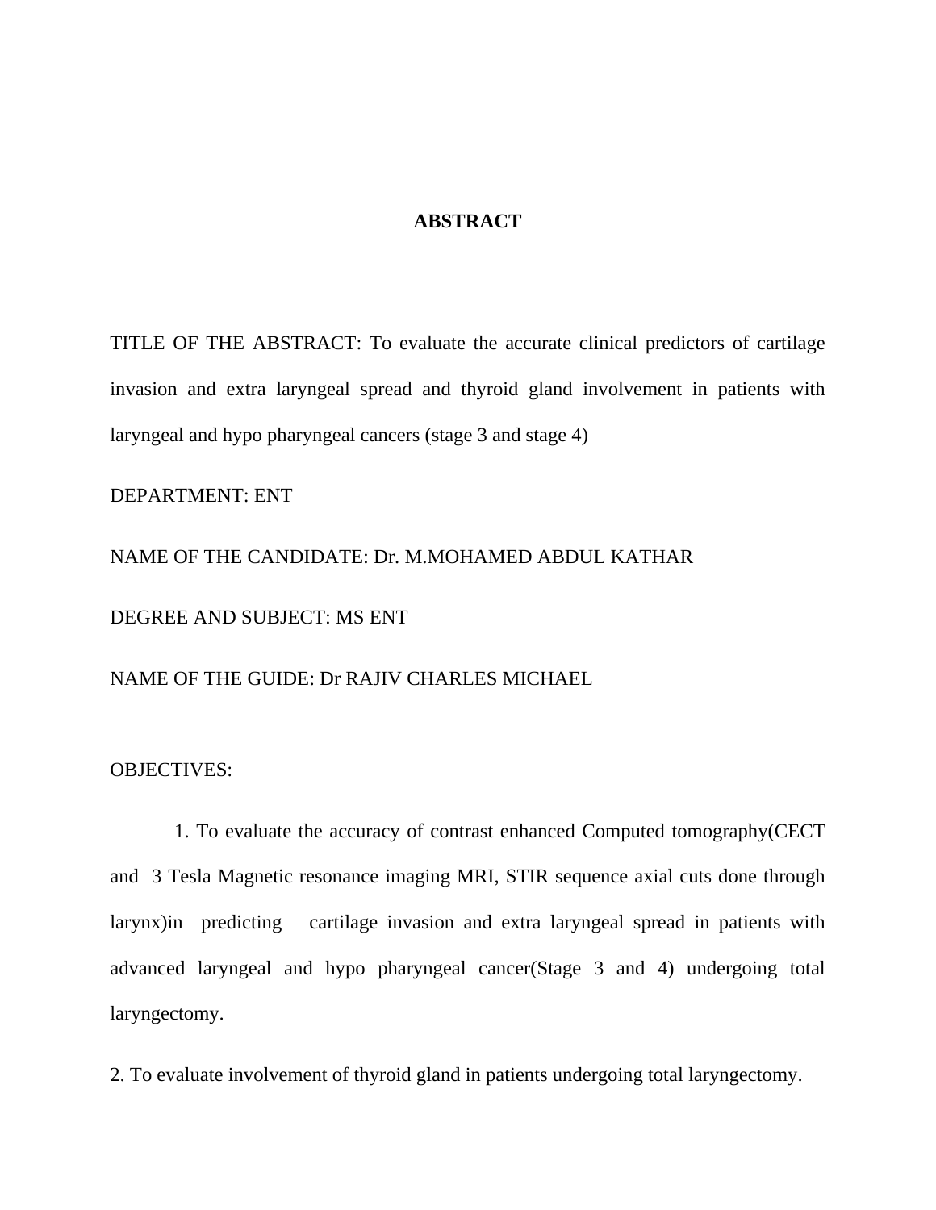# ABSTRACT

TITLE OF THE ABSTRACT: To evaluate the accurate clinical predictors of cartilage invasion and extra laryngeal spread and thyroid gland involvement in patients with laryngeal and hypo pharyngeal cancers (stage 3 and stage 4)

DEPARTMENT: ENT

NAME OF THE CANDIDATE: Dr. M.MOHAMED ABDUL KATHAR

DEGREE AND SUBJECT: MS ENT

NAME OF THE GUIDE: Dr RAJIV CHARLES MICHAEL

OBJECTIVES:

1. To evaluate the accuracy of contrast enhanced Computed tomography(CECT and 3 Tesla Magnetic resonance imaging MRI, STIR sequence axial cuts done through larynx)in predicting cartilage invasion and extra laryngeal spread in patients with advanced laryngeal and hypo pharyngeal cancer(Stage 3 and 4) undergoing total laryngectomy.

2. To evaluate involvement of thyroid gland in patients undergoing total laryngectomy.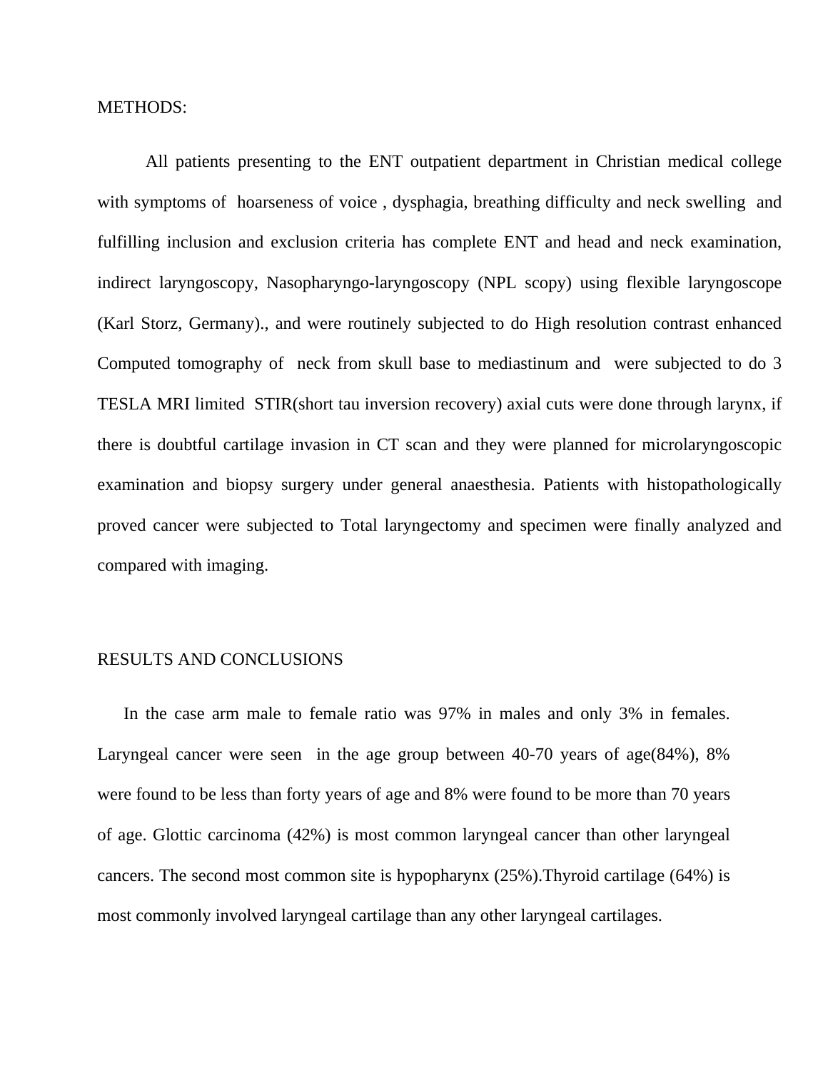## METHODS:

All patients presenting to the ENT outpatient department in Christian medical college with symptoms of hoarseness of voice , dysphagia, breathing difficulty and neck swelling and fulfilling inclusion and exclusion criteria has complete ENT and head and neck examination, indirect laryngoscopy, Nasopharyngo-laryngoscopy (NPL scopy) using flexible laryngoscope (Karl Storz, Germany)., and were routinely subjected to do High resolution contrast enhanced Computed tomography of neck from skull base to mediastinum and were subjected to do 3 TESLA MRI limited STIR(short tau inversion recovery) axial cuts were done through larynx, if there is doubtful cartilage invasion in CT scan and they were planned for microlaryngoscopic examination and biopsy surgery under general anaesthesia. Patients with histopathologically proved cancer were subjected to Total laryngectomy and specimen were finally analyzed and compared with imaging.

## RESULTS AND CONCLUSIONS

In the case arm male to female ratio was 97% in males and only 3% in females. Laryngeal cancer were seen in the age group between 40-70 years of age(84%), 8% were found to be less than forty years of age and 8% were found to be more than 70 years of age. Glottic carcinoma (42%) is most common laryngeal cancer than other laryngeal cancers. The second most common site is hypopharynx (25%).Thyroid cartilage (64%) is most commonly involved laryngeal cartilage than any other laryngeal cartilages.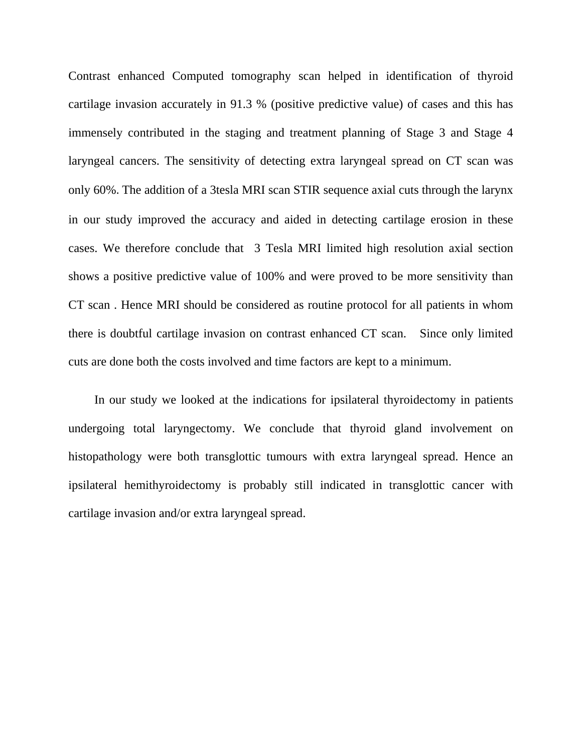Contrast enhanced Computed tomography scan helped in identification of thyroid cartilage invasion accurately in 91.3 % (positive predictive value) of cases and this has immensely contributed in the staging and treatment planning of Stage 3 and Stage 4 laryngeal cancers. The sensitivity of detecting extra laryngeal spread on CT scan was only 60%. The addition of a 3tesla MRI scan STIR sequence axial cuts through the larynx in our study improved the accuracy and aided in detecting cartilage erosion in these cases. We therefore conclude that 3 Tesla MRI limited high resolution axial section shows a positive predictive value of 100% and were proved to be more sensitivity than CT scan . Hence MRI should be considered as routine protocol for all patients in whom there is doubtful cartilage invasion on contrast enhanced CT scan. Since only limited cuts are done both the costs involved and time factors are kept to a minimum.

In our study we looked at the indications for ipsilateral thyroidectomy in patients undergoing total laryngectomy. We conclude that thyroid gland involvement on histopathology were both transglottic tumours with extra laryngeal spread. Hence an ipsilateral hemithyroidectomy is probably still indicated in transglottic cancer with cartilage invasion and/or extra laryngeal spread.